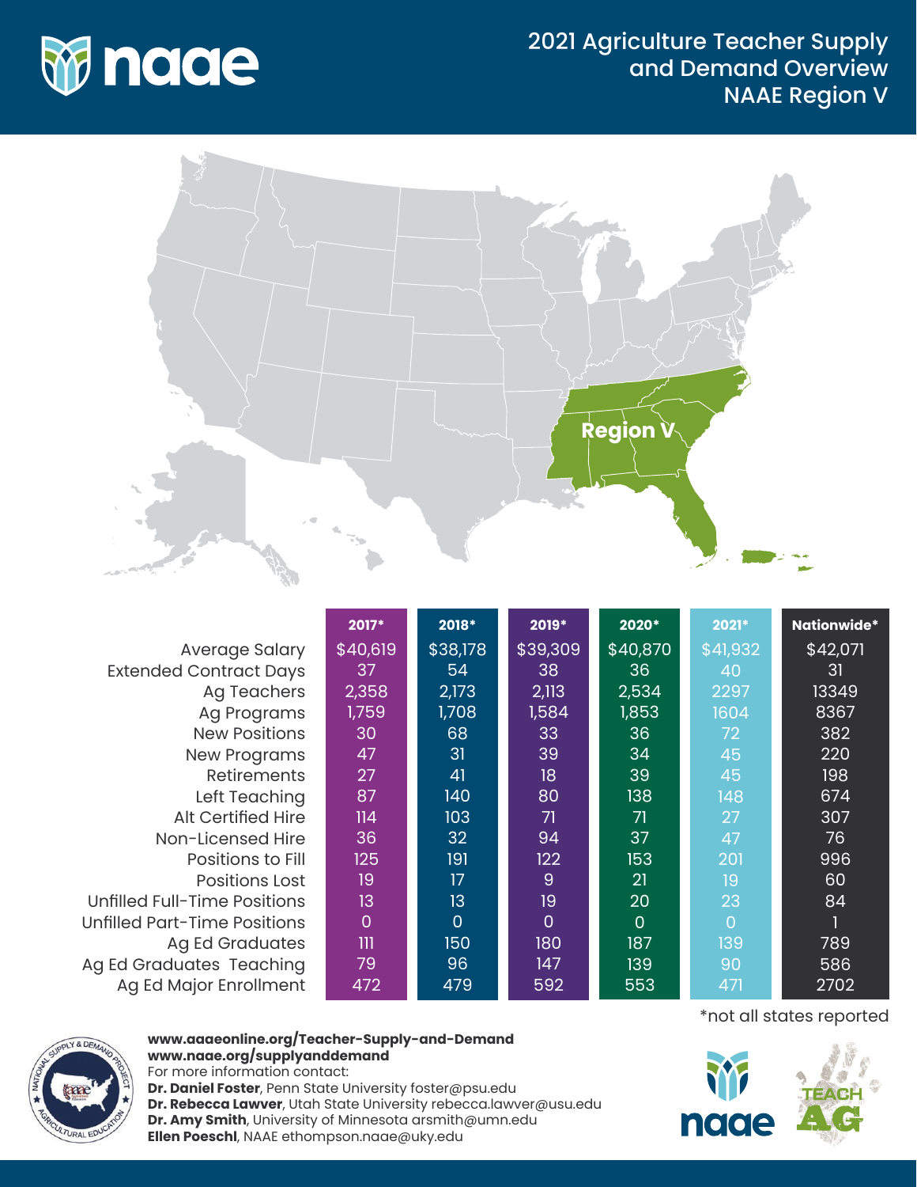# naae

## 2021 Agriculture Teacher Supply and Demand Overview NAAE Region V

Region V

| | 2017* | 2018* | 2019* | 2020* | 2021* | Nationwide* |
|---|---|---|---|---|---|---|
| Average Salary | $40,619 | $38,178 | $39,309 | $40,870 | $41,932 | $42,071 |
| Extended Contract Days | 37 | 54 | 38 | 36 | 40 | 31 |
| Ag Teachers | 2,358 | 2,173 | 2,113 | 2,534 | 2297 | 13349 |
| Ag Programs | 1,759 | 1,708 | 1,584 | 1,853 | 1604 | 8367 |
| New Positions | 30 | 68 | 33 | 36 | 72 | 382 |
| New Programs | 47 | 31 | 39 | 34 | 45 | 220 |
| Retirements | 27 | 41 | 18 | 39 | 45 | 198 |
| Left Teaching | 87 | 140 | 80 | 138 | 148 | 674 |
| Alt Certified Hire | 114 | 103 | 71 | 71 | 27 | 307 |
| Non-Licensed Hire | 36 | 32 | 94 | 37 | 47 | 76 |
| Positions to Fill | 125 | 191 | 122 | 153 | 201 | 996 |
| Positions Lost | 19 | 17 | 9 | 21 | 19 | 60 |
| Unfilled Full-Time Positions | 13 | 13 | 19 | 20 | 23 | 84 |
| Unfilled Part-Time Positions | 0 | 0 | 0 | 0 | 0 | 1 |
| Ag Ed Graduates | 111 | 150 | 180 | 187 | 139 | 789 |
| Ag Ed Graduates Teaching | 79 | 96 | 147 | 139 | 90 | 586 |
| Ag Ed Major Enrollment | 472 | 479 | 592 | 553 | 471 | 2702 |

*not all states reported

**www.aaaeonline.org/Teacher-Supply-and-Demand**
**www.naae.org/supplyanddemand**
For more information contact:
**Dr. Daniel Foster**, Penn State University foster@psu.edu
**Dr. Rebecca Lawver**, Utah State University rebecca.lawver@usu.edu
**Dr. Amy Smith**, University of Minnesota arsmith@umn.edu
**Ellen Poeschl**, NAAE ethompson.naae@uky.edu

naae TEACH AG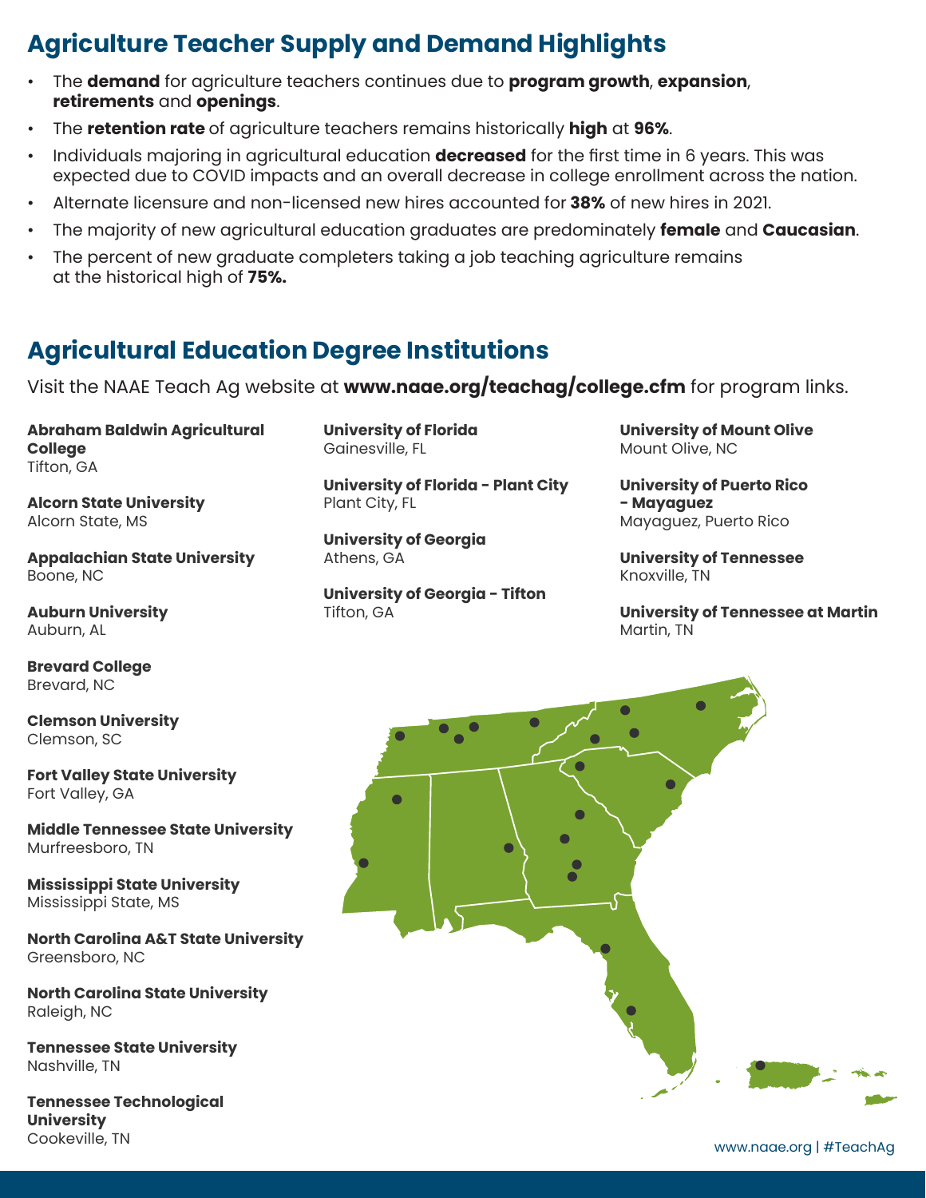## Agriculture Teacher Supply and Demand Highlights

- The **demand** for agriculture teachers continues due to **program growth**, **expansion**, **retirements** and **openings**.
- The **retention rate** of agriculture teachers remains historically **high** at **96%**.
- Individuals majoring in agricultural education **decreased** for the first time in 6 years. This was expected due to COVID impacts and an overall decrease in college enrollment across the nation.
- Alternate licensure and non-licensed new hires accounted for **38%** of new hires in 2021.
- The majority of new agricultural education graduates are predominately **female** and **Caucasian**.
- The percent of new graduate completers taking a job teaching agriculture remains at the historical high of **75%.**

## Agricultural Education Degree Institutions

Visit the NAAE Teach Ag website at **www.naae.org/teachag/college.cfm** for program links.

**Abraham Baldwin Agricultural College**
Tifton, GA

**Alcorn State University**
Alcorn State, MS

**Appalachian State University**
Boone, NC

**Auburn University**
Auburn, AL

**Brevard College**
Brevard, NC

**Clemson University**
Clemson, SC

**Fort Valley State University**
Fort Valley, GA

**Middle Tennessee State University**
Murfreesboro, TN

**Mississippi State University**
Mississippi State, MS

**North Carolina A&T State University**
Greensboro, NC

**North Carolina State University**
Raleigh, NC

**Tennessee State University**
Nashville, TN

**Tennessee Technological University**
Cookeville, TN

**University of Florida**
Gainesville, FL

**University of Florida - Plant City**
Plant City, FL

**University of Georgia**
Athens, GA

**University of Georgia - Tifton**
Tifton, GA

**University of Mount Olive**
Mount Olive, NC

**University of Puerto Rico - Mayaguez**
Mayaguez, Puerto Rico

**University of Tennessee**
Knoxville, TN

**University of Tennessee at Martin**
Martin, TN

www.naae.org | #TeachAg